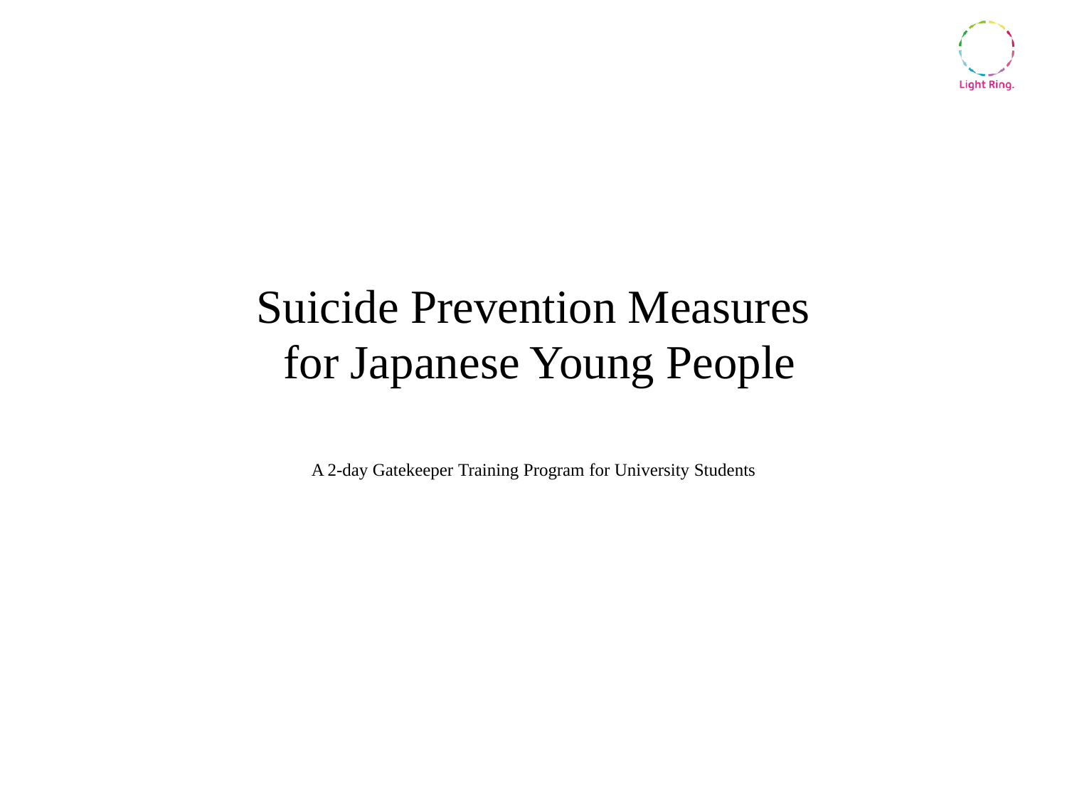Light Ring.

# Suicide Prevention Measures for Japanese Young People

A 2-day Gatekeeper Training Program for University Students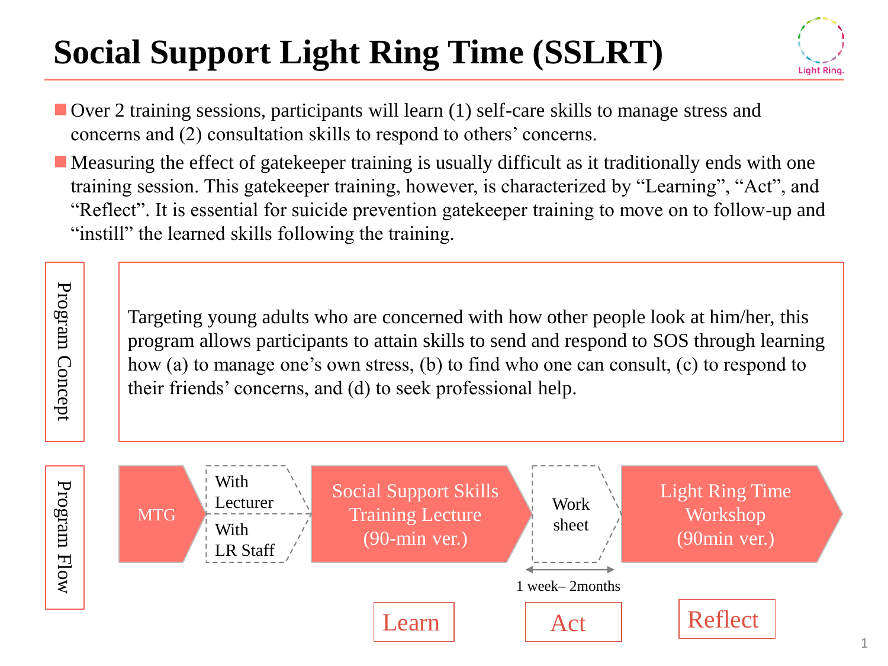# Social Support Light Ring Time (SSLRT)

Light Ring.

- Over 2 training sessions, participants will learn (1) self-care skills to manage stress and concerns and (2) consultation skills to respond to others' concerns.
- Measuring the effect of gatekeeper training is usually difficult as it traditionally ends with one training session. This gatekeeper training, however, is characterized by "Learning", "Act", and "Reflect". It is essential for suicide prevention gatekeeper training to move on to follow-up and "instill" the learned skills following the training.

**Program Concept**

Targeting young adults who are concerned with how other people look at him/her, this program allows participants to attain skills to send and respond to SOS through learning how (a) to manage one's own stress, (b) to find who one can consult, (c) to respond to their friends' concerns, and (d) to seek professional help.

**Program Flow**

MTG → With Lecturer / With LR Staff → Social Support Skills Training Lecture (90-min ver.) → Work sheet → Light Ring Time Workshop (90min ver.)

1 week– 2months

Learn — Act — Reflect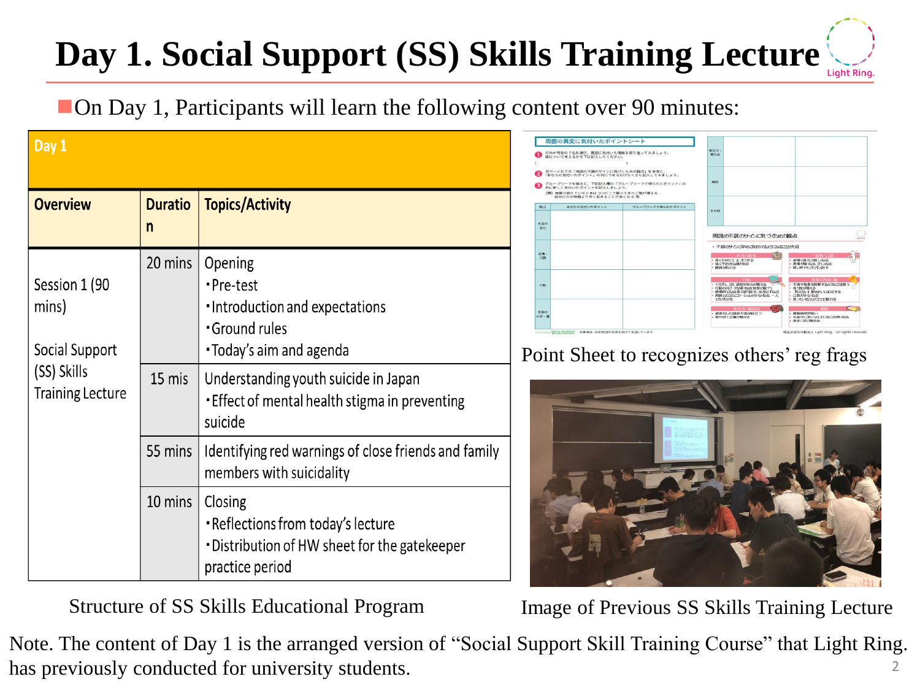# Day 1. Social Support (SS) Skills Training Lecture

■On Day 1, Participants will learn the following content over 90 minutes:

| Day 1 | | |
|---|---|---|
| **Overview** | **Duration** | **Topics/Activity** |
| Session 1 (90 mins)<br><br>Social Support (SS) Skills Training Lecture | 20 mins | Opening<br>・Pre-test<br>・Introduction and expectations<br>・Ground rules<br>・Today's aim and agenda |
| | 15 mis | Understanding youth suicide in Japan<br>・Effect of mental health stigma in preventing suicide |
| | 55 mins | Identifying red warnings of close friends and family members with suicidality |
| | 10 mins | Closing<br>・Reflections from today's lecture<br>・Distribution of HW sheet for the gatekeeper practice period |

Structure of SS Skills Educational Program

Point Sheet to recognizes others' reg frags

Image of Previous SS Skills Training Lecture

Note. The content of Day 1 is the arranged version of "Social Support Skill Training Course" that Light Ring. has previously conducted for university students.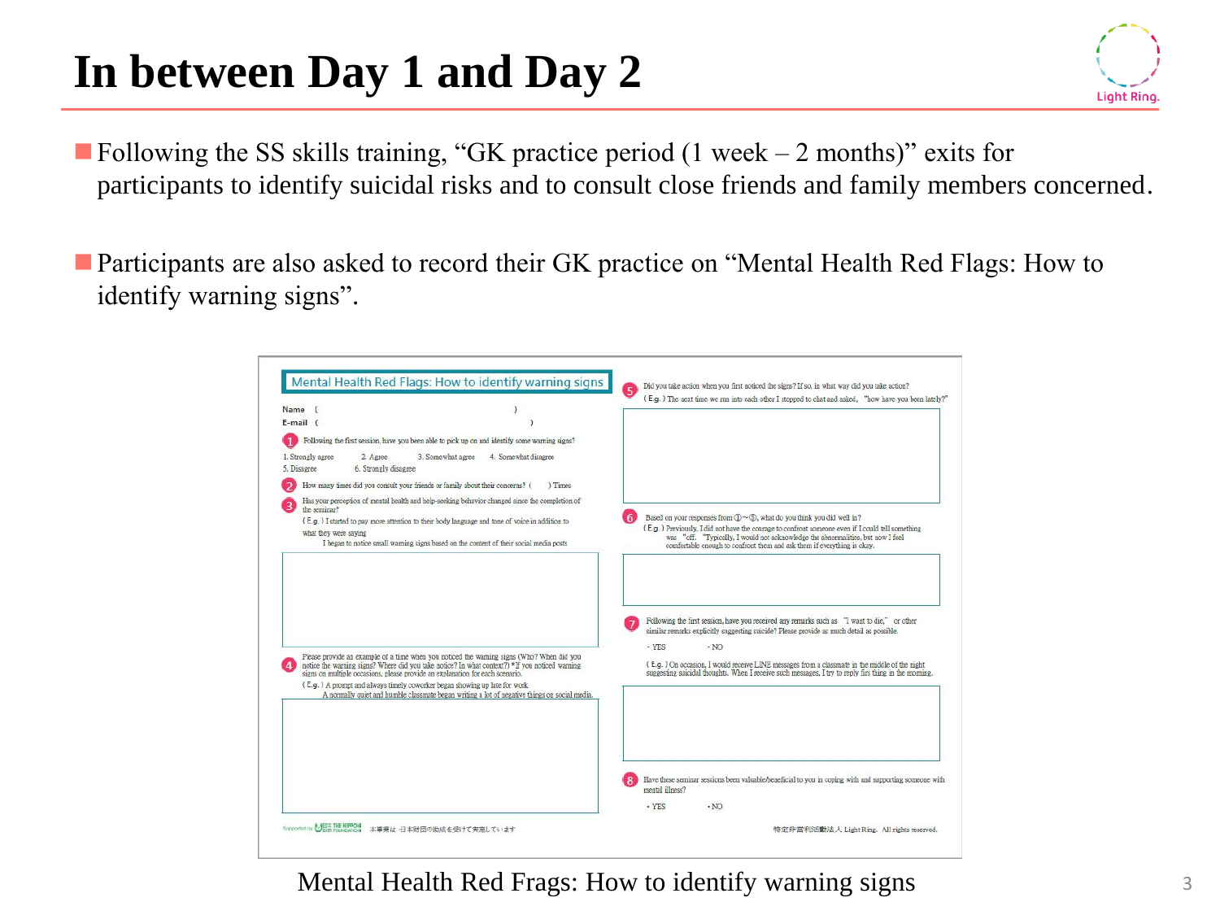# In between Day 1 and Day 2

- Following the SS skills training, “GK practice period (1 week – 2 months)” exits for participants to identify suicidal risks and to consult close friends and family members concerned.

- Participants are also asked to record their GK practice on “Mental Health Red Flags: How to identify warning signs”.

## Mental Health Red Flags: How to identify warning signs

Name (　　　　　　　　　　　　)
E-mail (　　　　　　　　　　　　)

1. Following the first session, have you been able to pick up on and identify some warning signs?
   1. Strongly agree　2. Agree　3. Somewhat agree　4. Somewhat disagree
   5. Disagree　6. Strongly disagree

2. How many times did you consult your friends or family about their concerns? (　　) Times

3. Has your perception of mental health and help-seeking behavior changed since the completion of the seminar?
   (E.g.) I started to pay more attention to their body language and tone of voice in addition to what they were saying
   I began to notice small warning signs based on the content of their social media posts

4. Please provide an example of a time when you noticed the warning signs (Who? When did you notice the warning signs? Where did you take notice? In what context?) *If you noticed warning signs on multiple occasions, please provide an explanation for each scenario.
   (E.g.) A prompt and always timely coworker began showing up late for work
   A normally quiet and humble classmate began writing a lot of negative things on social media.

5. Did you take action when you first noticed the signs? If so, in what way did you take action?
   (E.g.) The next time we ran into each other I stopped to chat and asked, “how have you been lately?”

6. Based on your responses from ①～⑤, what do you think you did well in?
   (E.g.) Previously, I did not have the courage to confront someone even if I could tell something was “off.” Typically, I would not acknowledge the abnormalities, but now I feel comfortable enough to confront them and ask them if everything is okay.

7. Following the first session, have you received any remarks such as “I want to die,” or other similar remarks explicitly suggesting suicide? Please provide as much detail as possible.
   ・YES　・NO
   (E.g.) On occasion, I would receive LINE messages from a classmate in the middle of the night suggesting suicidal thoughts. When I receive such messages, I try to reply firs thing in the morning.

8. Have these seminar sessions been valuable/beneficial to you in coping with and supporting someone with mental illness?
   ・YES　・NO

Supported by THE NIPPON FOUNDATION　本事業は 日本財団の助成を受けて実施しています

特定非営利活動法人 Light Ring. All rights reserved.

Mental Health Red Frags: How to identify warning signs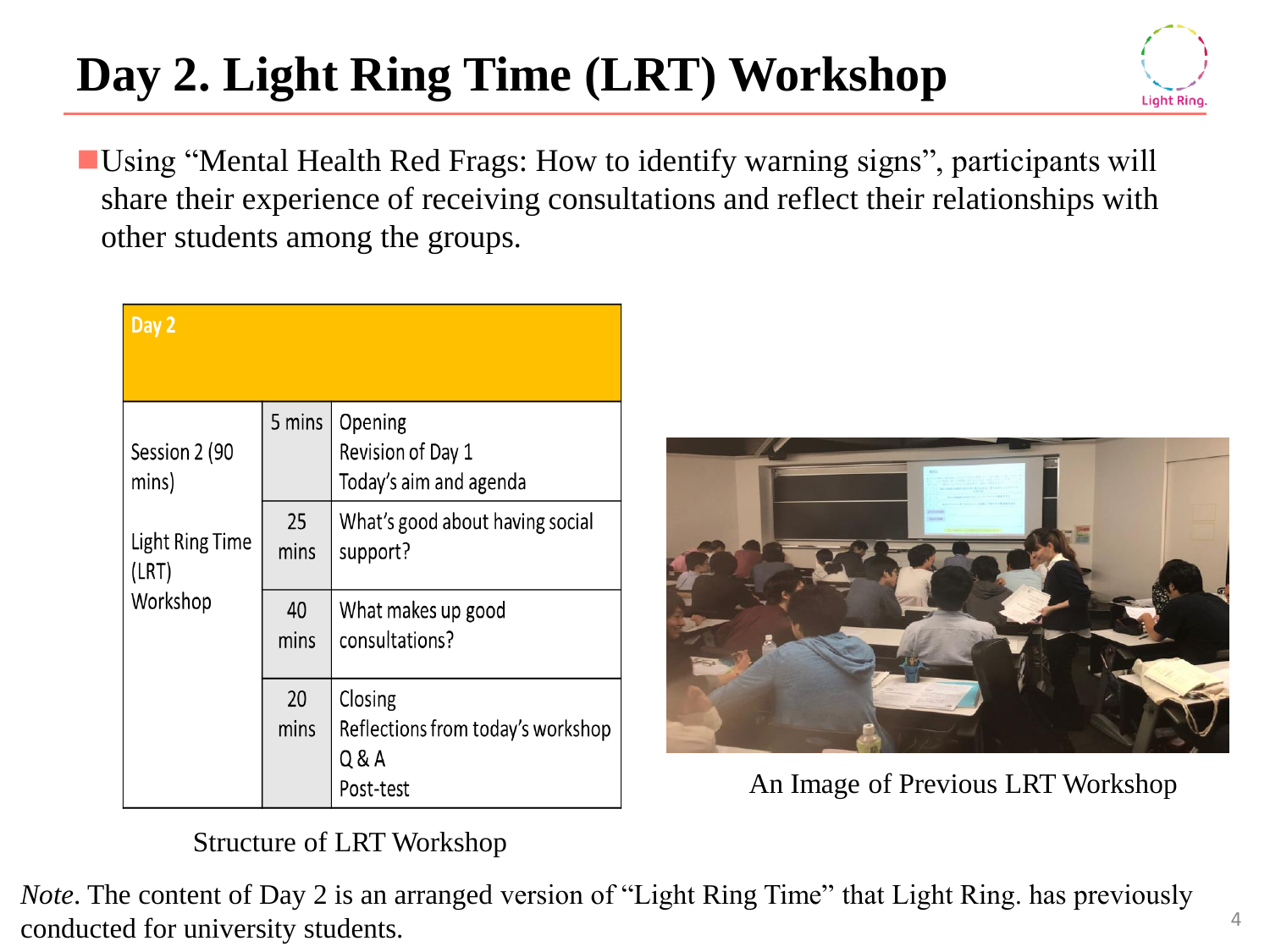# Day 2. Light Ring Time (LRT) Workshop

- Using "Mental Health Red Frags: How to identify warning signs", participants will share their experience of receiving consultations and reflect their relationships with other students among the groups.

| Day 2 | | |
|---|---|---|
| Session 2 (90 mins)<br><br>Light Ring Time (LRT) Workshop | 5 mins | Opening<br>Revision of Day 1<br>Today's aim and agenda |
| | 25 mins | What's good about having social support? |
| | 40 mins | What makes up good consultations? |
| | 20 mins | Closing<br>Reflections from today's workshop<br>Q & A<br>Post-test |

Structure of LRT Workshop

An Image of Previous LRT Workshop

*Note*. The content of Day 2 is an arranged version of "Light Ring Time" that Light Ring. has previously conducted for university students.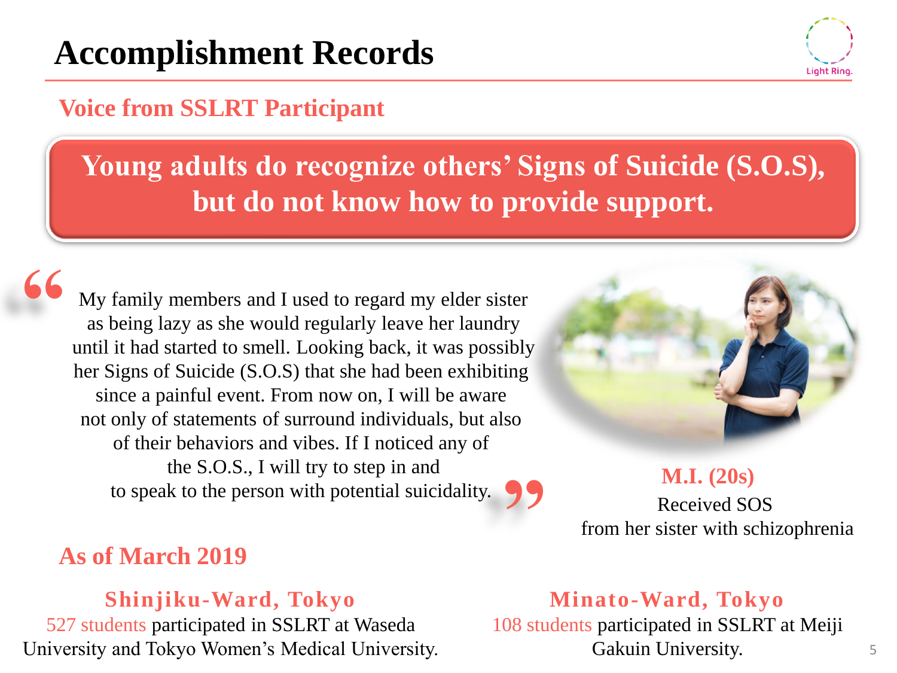# Accomplishment Records

## Voice from SSLRT Participant

**Young adults do recognize others' Signs of Suicide (S.O.S), but do not know how to provide support.**

"My family members and I used to regard my elder sister as being lazy as she would regularly leave her laundry until it had started to smell. Looking back, it was possibly her Signs of Suicide (S.O.S) that she had been exhibiting since a painful event. From now on, I will be aware not only of statements of surround individuals, but also of their behaviors and vibes. If I noticed any of the S.O.S., I will try to step in and to speak to the person with potential suicidality."

**M.I. (20s)**
Received SOS from her sister with schizophrenia

## As of March 2019

### Shinjiku-Ward, Tokyo

527 students participated in SSLRT at Waseda University and Tokyo Women's Medical University.

### Minato-Ward, Tokyo

108 students participated in SSLRT at Meiji Gakuin University.